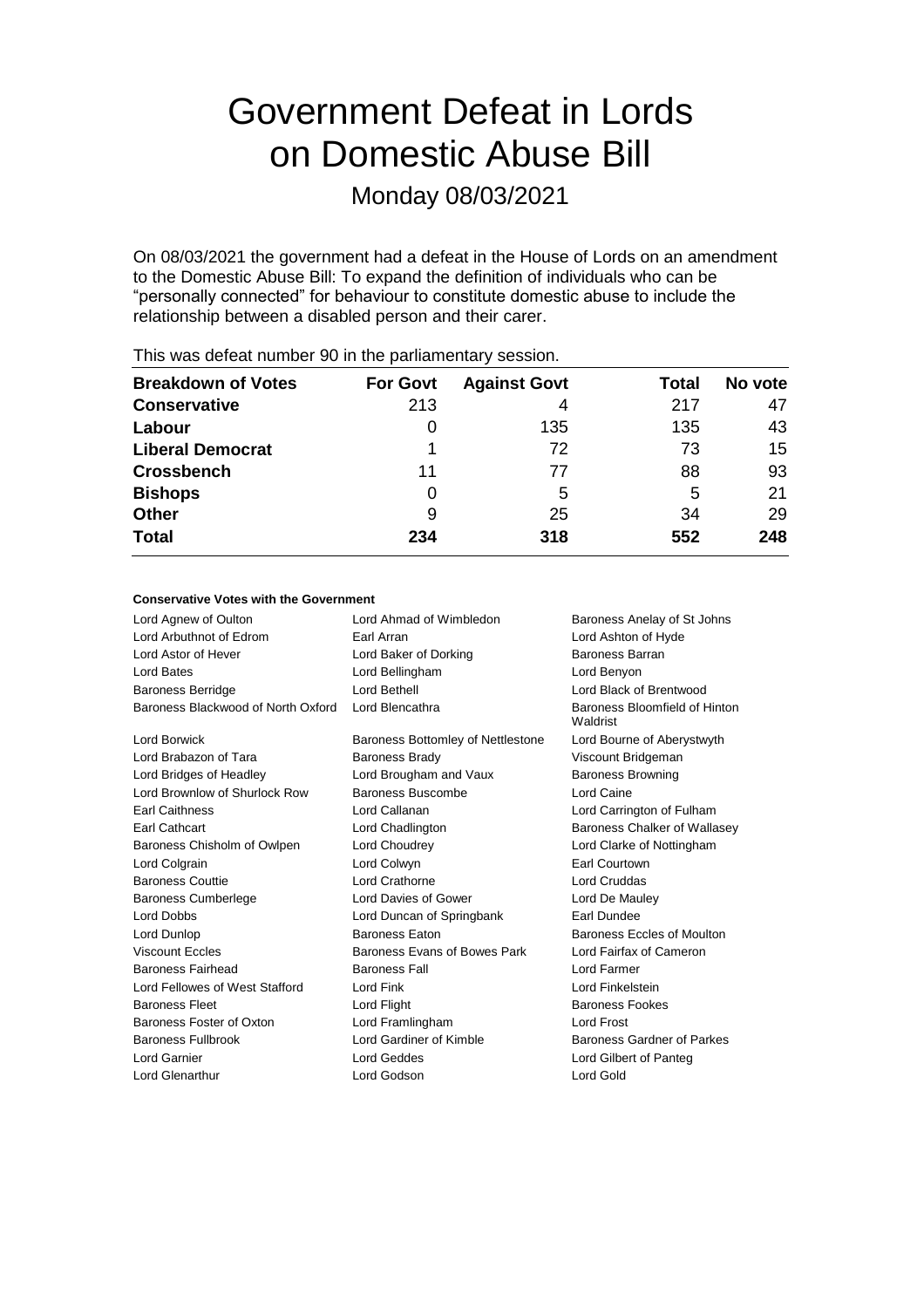# Government Defeat in Lords on Domestic Abuse Bill

Monday 08/03/2021

On 08/03/2021 the government had a defeat in the House of Lords on an amendment to the Domestic Abuse Bill: To expand the definition of individuals who can be "personally connected" for behaviour to constitute domestic abuse to include the relationship between a disabled person and their carer.

This was defeat number 90 in the parliamentary session.

| Breakdown of Votes | For Govt | Against Govt | Total | No vote |
|---|---|---|---|---|
| **Conservative** | 213 | 4 | 217 | 47 |
| **Labour** | 0 | 135 | 135 | 43 |
| **Liberal Democrat** | 1 | 72 | 73 | 15 |
| **Crossbench** | 11 | 77 | 88 | 93 |
| **Bishops** | 0 | 5 | 5 | 21 |
| **Other** | 9 | 25 | 34 | 29 |
| **Total** | **234** | **318** | **552** | **248** |

**Conservative Votes with the Government**

| | | |
|---|---|---|
| Lord Agnew of Oulton | Lord Ahmad of Wimbledon | Baroness Anelay of St Johns |
| Lord Arbuthnot of Edrom | Earl Arran | Lord Ashton of Hyde |
| Lord Astor of Hever | Lord Baker of Dorking | Baroness Barran |
| Lord Bates | Lord Bellingham | Lord Benyon |
| Baroness Berridge | Lord Bethell | Lord Black of Brentwood |
| Baroness Blackwood of North Oxford | Lord Blencathra | Baroness Bloomfield of Hinton Waldrist |
| Lord Borwick | Baroness Bottomley of Nettlestone | Lord Bourne of Aberystwyth |
| Lord Brabazon of Tara | Baroness Brady | Viscount Bridgeman |
| Lord Bridges of Headley | Lord Brougham and Vaux | Baroness Browning |
| Lord Brownlow of Shurlock Row | Baroness Buscombe | Lord Caine |
| Earl Caithness | Lord Callanan | Lord Carrington of Fulham |
| Earl Cathcart | Lord Chadlington | Baroness Chalker of Wallasey |
| Baroness Chisholm of Owlpen | Lord Choudrey | Lord Clarke of Nottingham |
| Lord Colgrain | Lord Colwyn | Earl Courtown |
| Baroness Couttie | Lord Crathorne | Lord Cruddas |
| Baroness Cumberlege | Lord Davies of Gower | Lord De Mauley |
| Lord Dobbs | Lord Duncan of Springbank | Earl Dundee |
| Lord Dunlop | Baroness Eaton | Baroness Eccles of Moulton |
| Viscount Eccles | Baroness Evans of Bowes Park | Lord Fairfax of Cameron |
| Baroness Fairhead | Baroness Fall | Lord Farmer |
| Lord Fellowes of West Stafford | Lord Fink | Lord Finkelstein |
| Baroness Fleet | Lord Flight | Baroness Fookes |
| Baroness Foster of Oxton | Lord Framlingham | Lord Frost |
| Baroness Fullbrook | Lord Gardiner of Kimble | Baroness Gardner of Parkes |
| Lord Garnier | Lord Geddes | Lord Gilbert of Panteg |
| Lord Glenarthur | Lord Godson | Lord Gold |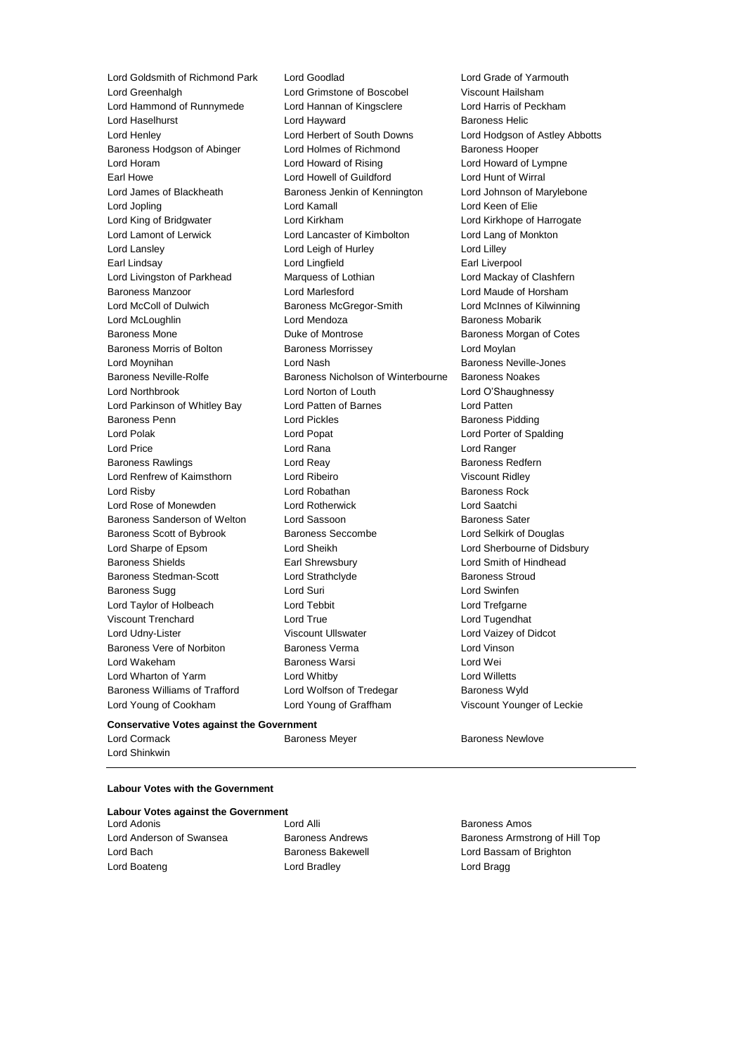Lord Goldsmith of Richmond Park
Lord Goodlad
Lord Grade of Yarmouth
Lord Greenhalgh
Lord Grimstone of Boscobel
Viscount Hailsham
Lord Hammond of Runnymede
Lord Hannan of Kingsclere
Lord Harris of Peckham
Lord Haselhurst
Lord Hayward
Baroness Helic
Lord Henley
Lord Herbert of South Downs
Lord Hodgson of Astley Abbotts
Baroness Hodgson of Abinger
Lord Holmes of Richmond
Baroness Hooper
Lord Horam
Lord Howard of Rising
Lord Howard of Lympne
Earl Howe
Lord Howell of Guildford
Lord Hunt of Wirral
Lord James of Blackheath
Baroness Jenkin of Kennington
Lord Johnson of Marylebone
Lord Jopling
Lord Kamall
Lord Keen of Elie
Lord King of Bridgwater
Lord Kirkham
Lord Kirkhope of Harrogate
Lord Lamont of Lerwick
Lord Lancaster of Kimbolton
Lord Lang of Monkton
Lord Lansley
Lord Leigh of Hurley
Lord Lilley
Earl Lindsay
Lord Lingfield
Earl Liverpool
Lord Livingston of Parkhead
Marquess of Lothian
Lord Mackay of Clashfern
Baroness Manzoor
Lord Marlesford
Lord Maude of Horsham
Lord McColl of Dulwich
Baroness McGregor-Smith
Lord McInnes of Kilwinning
Lord McLoughlin
Lord Mendoza
Baroness Mobarik
Baroness Mone
Duke of Montrose
Baroness Morgan of Cotes
Baroness Morris of Bolton
Baroness Morrissey
Lord Moylan
Lord Moynihan
Lord Nash
Baroness Neville-Jones
Baroness Neville-Rolfe
Baroness Nicholson of Winterbourne
Baroness Noakes
Lord Northbrook
Lord Norton of Louth
Lord O'Shaughnessy
Lord Parkinson of Whitley Bay
Lord Patten of Barnes
Lord Patten
Baroness Penn
Lord Pickles
Baroness Pidding
Lord Polak
Lord Popat
Lord Porter of Spalding
Lord Price
Lord Rana
Lord Ranger
Baroness Rawlings
Lord Reay
Baroness Redfern
Lord Renfrew of Kaimsthorn
Lord Ribeiro
Viscount Ridley
Lord Risby
Lord Robathan
Baroness Rock
Lord Rose of Monewden
Lord Rotherwick
Lord Saatchi
Baroness Sanderson of Welton
Lord Sassoon
Baroness Sater
Baroness Scott of Bybrook
Baroness Seccombe
Lord Selkirk of Douglas
Lord Sharpe of Epsom
Lord Sheikh
Lord Sherbourne of Didsbury
Baroness Shields
Earl Shrewsbury
Lord Smith of Hindhead
Baroness Stedman-Scott
Lord Strathclyde
Baroness Stroud
Baroness Sugg
Lord Suri
Lord Swinfen
Lord Taylor of Holbeach
Lord Tebbit
Lord Trefgarne
Viscount Trenchard
Lord True
Lord Tugendhat
Lord Udny-Lister
Viscount Ullswater
Lord Vaizey of Didcot
Baroness Vere of Norbiton
Baroness Verma
Lord Vinson
Lord Wakeham
Baroness Warsi
Lord Wei
Lord Wharton of Yarm
Lord Whitby
Lord Willetts
Baroness Williams of Trafford
Lord Wolfson of Tredegar
Baroness Wyld
Lord Young of Cookham
Lord Young of Graffham
Viscount Younger of Leckie

**Conservative Votes against the Government**

Lord Cormack
Baroness Meyer
Baroness Newlove
Lord Shinkwin

**Labour Votes with the Government**

**Labour Votes against the Government**

Lord Adonis
Lord Alli
Baroness Amos
Lord Anderson of Swansea
Baroness Andrews
Baroness Armstrong of Hill Top
Lord Bach
Baroness Bakewell
Lord Bassam of Brighton
Lord Boateng
Lord Bradley
Lord Bragg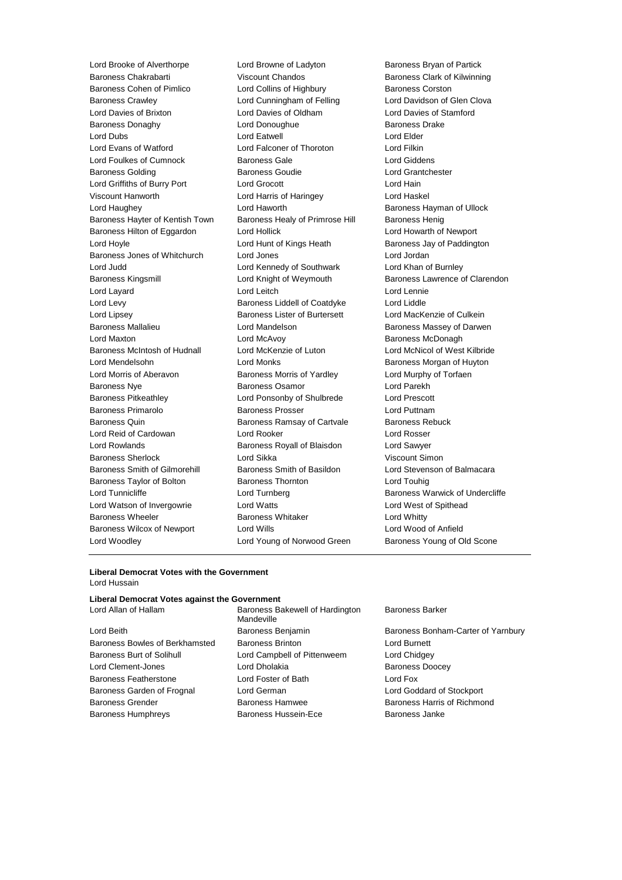Lord Brooke of Alverthorpe
Lord Browne of Ladyton
Baroness Bryan of Partick
Baroness Chakrabarti
Viscount Chandos
Baroness Clark of Kilwinning
Baroness Cohen of Pimlico
Lord Collins of Highbury
Baroness Corston
Baroness Crawley
Lord Cunningham of Felling
Lord Davidson of Glen Clova
Lord Davies of Brixton
Lord Davies of Oldham
Lord Davies of Stamford
Baroness Donaghy
Lord Donoughue
Baroness Drake
Lord Dubs
Lord Eatwell
Lord Elder
Lord Evans of Watford
Lord Falconer of Thoroton
Lord Filkin
Lord Foulkes of Cumnock
Baroness Gale
Lord Giddens
Baroness Golding
Baroness Goudie
Lord Grantchester
Lord Griffiths of Burry Port
Lord Grocott
Lord Hain
Viscount Hanworth
Lord Harris of Haringey
Lord Haskel
Lord Haughey
Lord Haworth
Baroness Hayman of Ullock
Baroness Hayter of Kentish Town
Baroness Healy of Primrose Hill
Baroness Henig
Baroness Hilton of Eggardon
Lord Hollick
Lord Howarth of Newport
Lord Hoyle
Lord Hunt of Kings Heath
Baroness Jay of Paddington
Baroness Jones of Whitchurch
Lord Jones
Lord Jordan
Lord Judd
Lord Kennedy of Southwark
Lord Khan of Burnley
Baroness Kingsmill
Lord Knight of Weymouth
Baroness Lawrence of Clarendon
Lord Layard
Lord Leitch
Lord Lennie
Lord Levy
Baroness Liddell of Coatdyke
Lord Liddle
Lord Lipsey
Baroness Lister of Burtersett
Lord MacKenzie of Culkein
Baroness Mallalieu
Lord Mandelson
Baroness Massey of Darwen
Lord Maxton
Lord McAvoy
Baroness McDonagh
Baroness McIntosh of Hudnall
Lord McKenzie of Luton
Lord McNicol of West Kilbride
Lord Mendelsohn
Lord Monks
Baroness Morgan of Huyton
Lord Morris of Aberavon
Baroness Morris of Yardley
Lord Murphy of Torfaen
Baroness Nye
Baroness Osamor
Lord Parekh
Baroness Pitkeathley
Lord Ponsonby of Shulbrede
Lord Prescott
Baroness Primarolo
Baroness Prosser
Lord Puttnam
Baroness Quin
Baroness Ramsay of Cartvale
Baroness Rebuck
Lord Reid of Cardowan
Lord Rooker
Lord Rosser
Lord Rowlands
Baroness Royall of Blaisdon
Lord Sawyer
Baroness Sherlock
Lord Sikka
Viscount Simon
Baroness Smith of Gilmorehill
Baroness Smith of Basildon
Lord Stevenson of Balmacara
Baroness Taylor of Bolton
Baroness Thornton
Lord Touhig
Lord Tunnicliffe
Lord Turnberg
Baroness Warwick of Undercliffe
Lord Watson of Invergowrie
Lord Watts
Lord West of Spithead
Baroness Wheeler
Baroness Whitaker
Lord Whitty
Baroness Wilcox of Newport
Lord Wills
Lord Wood of Anfield
Lord Woodley
Lord Young of Norwood Green
Baroness Young of Old Scone

**Liberal Democrat Votes with the Government**

Lord Hussain

**Liberal Democrat Votes against the Government**

Lord Allan of Hallam
Baroness Bakewell of Hardington Mandeville
Baroness Barker
Lord Beith
Baroness Benjamin
Baroness Bonham-Carter of Yarnbury
Baroness Bowles of Berkhamsted
Baroness Brinton
Lord Burnett
Baroness Burt of Solihull
Lord Campbell of Pittenweem
Lord Chidgey
Lord Clement-Jones
Lord Dholakia
Baroness Doocey
Baroness Featherstone
Lord Foster of Bath
Lord Fox
Baroness Garden of Frognal
Lord German
Lord Goddard of Stockport
Baroness Grender
Baroness Hamwee
Baroness Harris of Richmond
Baroness Humphreys
Baroness Hussein-Ece
Baroness Janke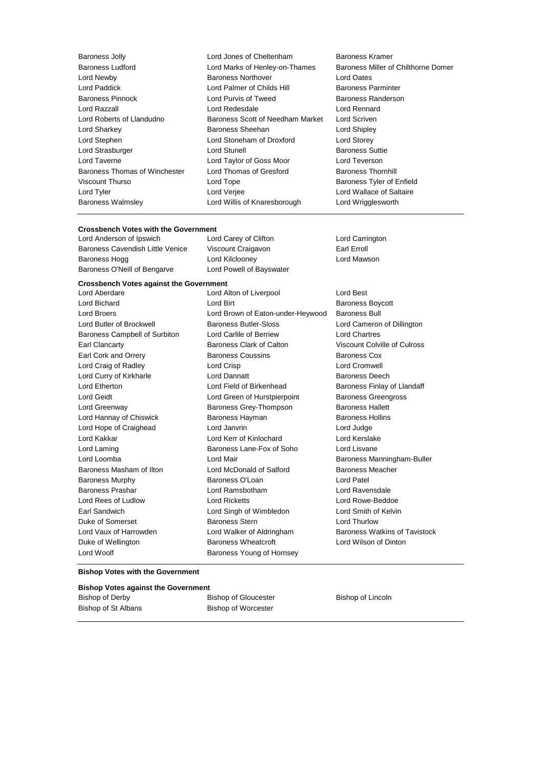Baroness Jolly
Lord Jones of Cheltenham
Baroness Kramer
Baroness Ludford
Lord Marks of Henley-on-Thames
Baroness Miller of Chilthorne Domer
Lord Newby
Baroness Northover
Lord Oates
Lord Paddick
Lord Palmer of Childs Hill
Baroness Parminter
Baroness Pinnock
Lord Purvis of Tweed
Baroness Randerson
Lord Razzall
Lord Redesdale
Lord Rennard
Lord Roberts of Llandudno
Baroness Scott of Needham Market
Lord Scriven
Lord Sharkey
Baroness Sheehan
Lord Shipley
Lord Stephen
Lord Stoneham of Droxford
Lord Storey
Lord Strasburger
Lord Stunell
Baroness Suttie
Lord Taverne
Lord Taylor of Goss Moor
Lord Teverson
Baroness Thomas of Winchester
Lord Thomas of Gresford
Baroness Thornhill
Viscount Thurso
Lord Tope
Baroness Tyler of Enfield
Lord Tyler
Lord Verjee
Lord Wallace of Saltaire
Baroness Walmsley
Lord Willis of Knaresborough
Lord Wrigglesworth

**Crossbench Votes with the Government**

Lord Anderson of Ipswich
Lord Carey of Clifton
Lord Carrington
Baroness Cavendish Little Venice
Viscount Craigavon
Earl Erroll
Baroness Hogg
Lord Kilclooney
Lord Mawson
Baroness O'Neill of Bengarve
Lord Powell of Bayswater

**Crossbench Votes against the Government**

Lord Aberdare
Lord Alton of Liverpool
Lord Best
Lord Bichard
Lord Birt
Baroness Boycott
Lord Broers
Lord Brown of Eaton-under-Heywood
Baroness Bull
Lord Butler of Brockwell
Baroness Butler-Sloss
Lord Cameron of Dillington
Baroness Campbell of Surbiton
Lord Carlile of Berriew
Lord Chartres
Earl Clancarty
Baroness Clark of Calton
Viscount Colville of Culross
Earl Cork and Orrery
Baroness Coussins
Baroness Cox
Lord Craig of Radley
Lord Crisp
Lord Cromwell
Lord Curry of Kirkharle
Lord Dannatt
Baroness Deech
Lord Etherton
Lord Field of Birkenhead
Baroness Finlay of Llandaff
Lord Geidt
Lord Green of Hurstpierpoint
Baroness Greengross
Lord Greenway
Baroness Grey-Thompson
Baroness Hallett
Lord Hannay of Chiswick
Baroness Hayman
Baroness Hollins
Lord Hope of Craighead
Lord Janvrin
Lord Judge
Lord Kakkar
Lord Kerr of Kinlochard
Lord Kerslake
Lord Laming
Baroness Lane-Fox of Soho
Lord Lisvane
Lord Loomba
Lord Mair
Baroness Manningham-Buller
Baroness Masham of Ilton
Lord McDonald of Salford
Baroness Meacher
Baroness Murphy
Baroness O'Loan
Lord Patel
Baroness Prashar
Lord Ramsbotham
Lord Ravensdale
Lord Rees of Ludlow
Lord Ricketts
Lord Rowe-Beddoe
Earl Sandwich
Lord Singh of Wimbledon
Lord Smith of Kelvin
Duke of Somerset
Baroness Stern
Lord Thurlow
Lord Vaux of Harrowden
Lord Walker of Aldringham
Baroness Watkins of Tavistock
Duke of Wellington
Baroness Wheatcroft
Lord Wilson of Dinton
Lord Woolf
Baroness Young of Hornsey

**Bishop Votes with the Government**

**Bishop Votes against the Government**

Bishop of Derby
Bishop of Gloucester
Bishop of Lincoln
Bishop of St Albans
Bishop of Worcester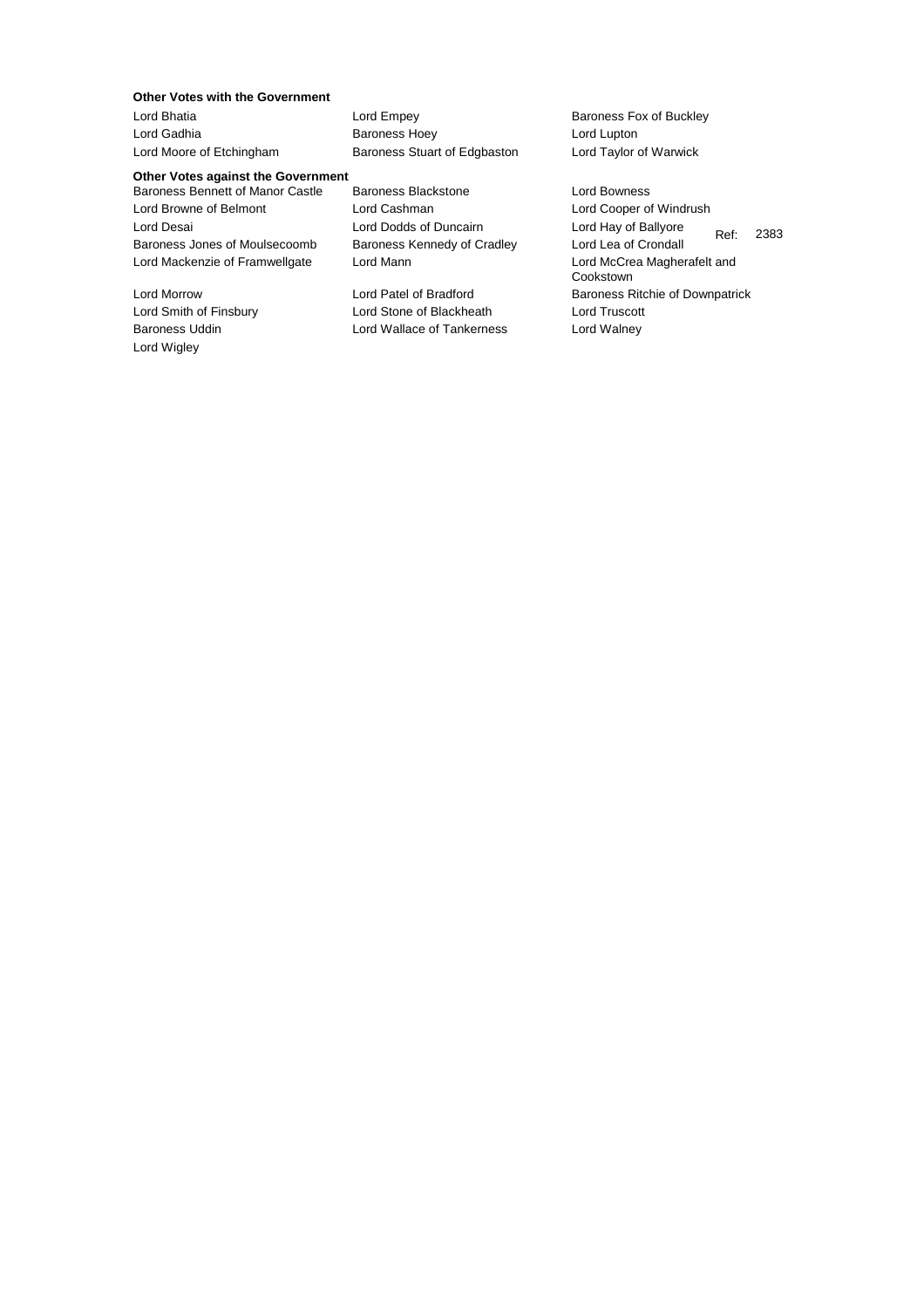**Other Votes with the Government**

| | | |
|---|---|---|
| Lord Bhatia | Lord Empey | Baroness Fox of Buckley |
| Lord Gadhia | Baroness Hoey | Lord Lupton |
| Lord Moore of Etchingham | Baroness Stuart of Edgbaston | Lord Taylor of Warwick |

**Other Votes against the Government**

| | | |
|---|---|---|
| Baroness Bennett of Manor Castle | Baroness Blackstone | Lord Bowness |
| Lord Browne of Belmont | Lord Cashman | Lord Cooper of Windrush |
| Lord Desai | Lord Dodds of Duncairn | Lord Hay of Ballyore |
| Baroness Jones of Moulsecoomb | Baroness Kennedy of Cradley | Lord Lea of Crondall |
| Lord Mackenzie of Framwellgate | Lord Mann | Lord McCrea Magherafelt and Cookstown |
| Lord Morrow | Lord Patel of Bradford | Baroness Ritchie of Downpatrick |
| Lord Smith of Finsbury | Lord Stone of Blackheath | Lord Truscott |
| Baroness Uddin | Lord Wallace of Tankerness | Lord Walney |
| Lord Wigley | | |

Ref: 2383